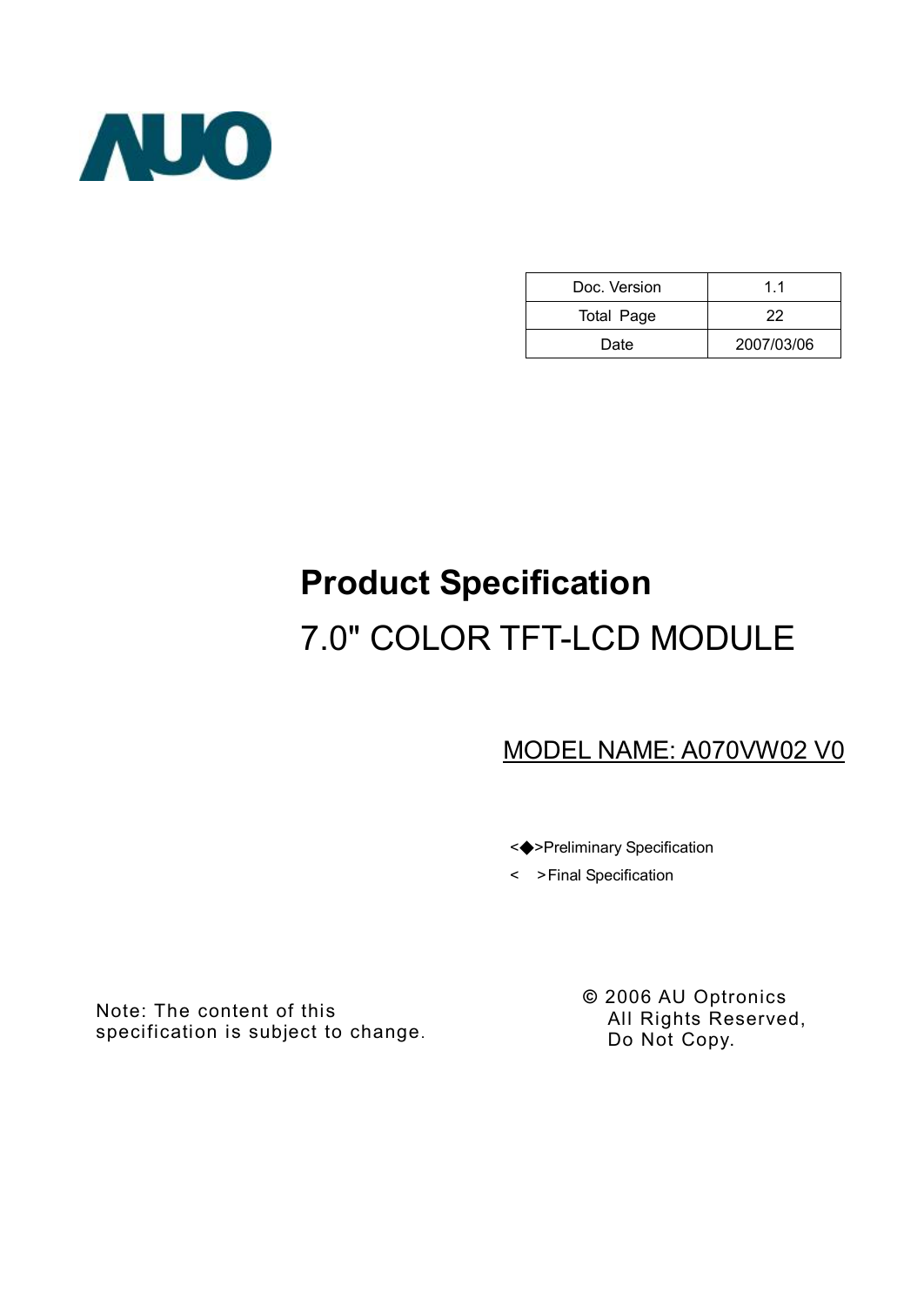AUO

| Doc. Version | 1.1 |
|---|---|
| Total Page | 22 |
| Date | 2007/03/06 |

# Product Specification

## 7.0" COLOR TFT-LCD MODULE

MODEL NAME: A070VW02 V0

<◆>Preliminary Specification

< >Final Specification

Note: The content of this specification is subject to change.

© 2006 AU Optronics
All Rights Reserved,
Do Not Copy.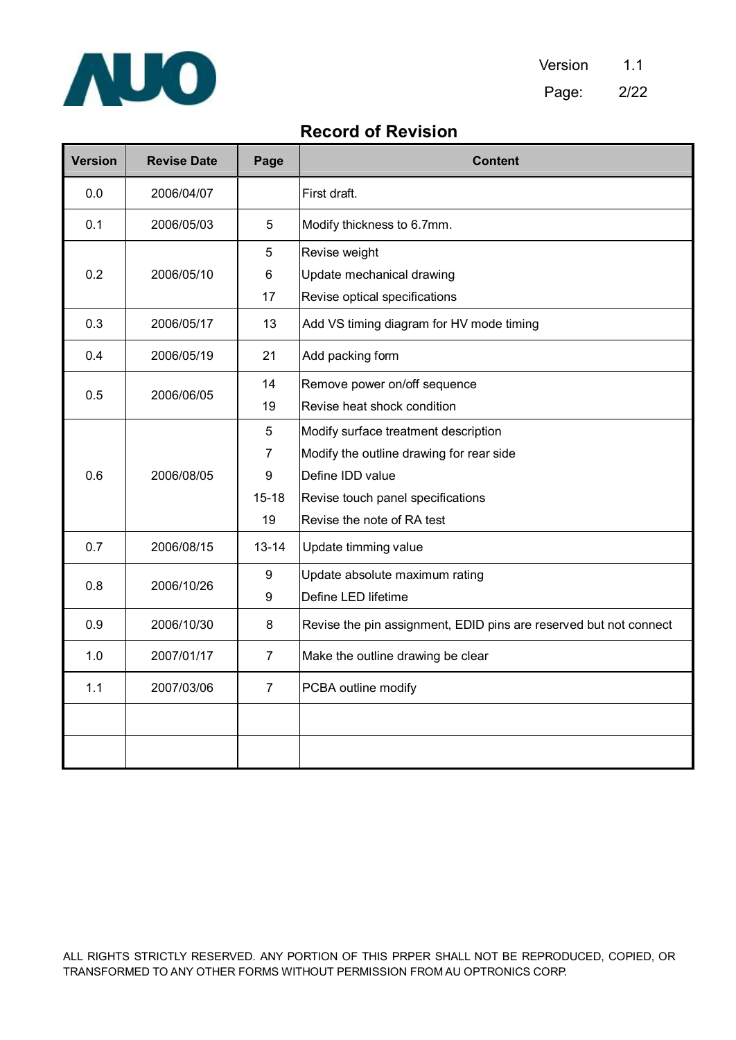## Record of Revision

| Version | Revise Date | Page | Content |
|---|---|---|---|
| 0.0 | 2006/04/07 | | First draft. |
| 0.1 | 2006/05/03 | 5 | Modify thickness to 6.7mm. |
| 0.2 | 2006/05/10 | 5<br>6<br>17 | Revise weight<br>Update mechanical drawing<br>Revise optical specifications |
| 0.3 | 2006/05/17 | 13 | Add VS timing diagram for HV mode timing |
| 0.4 | 2006/05/19 | 21 | Add packing form |
| 0.5 | 2006/06/05 | 14<br>19 | Remove power on/off sequence<br>Revise heat shock condition |
| 0.6 | 2006/08/05 | 5<br>7<br>9<br>15-18<br>19 | Modify surface treatment description<br>Modify the outline drawing for rear side<br>Define IDD value<br>Revise touch panel specifications<br>Revise the note of RA test |
| 0.7 | 2006/08/15 | 13-14 | Update timming value |
| 0.8 | 2006/10/26 | 9<br>9 | Update absolute maximum rating<br>Define LED lifetime |
| 0.9 | 2006/10/30 | 8 | Revise the pin assignment, EDID pins are reserved but not connect |
| 1.0 | 2007/01/17 | 7 | Make the outline drawing be clear |
| 1.1 | 2007/03/06 | 7 | PCBA outline modify |
| | | | |
| | | | |

ALL RIGHTS STRICTLY RESERVED. ANY PORTION OF THIS PRPER SHALL NOT BE REPRODUCED, COPIED, OR TRANSFORMED TO ANY OTHER FORMS WITHOUT PERMISSION FROM AU OPTRONICS CORP.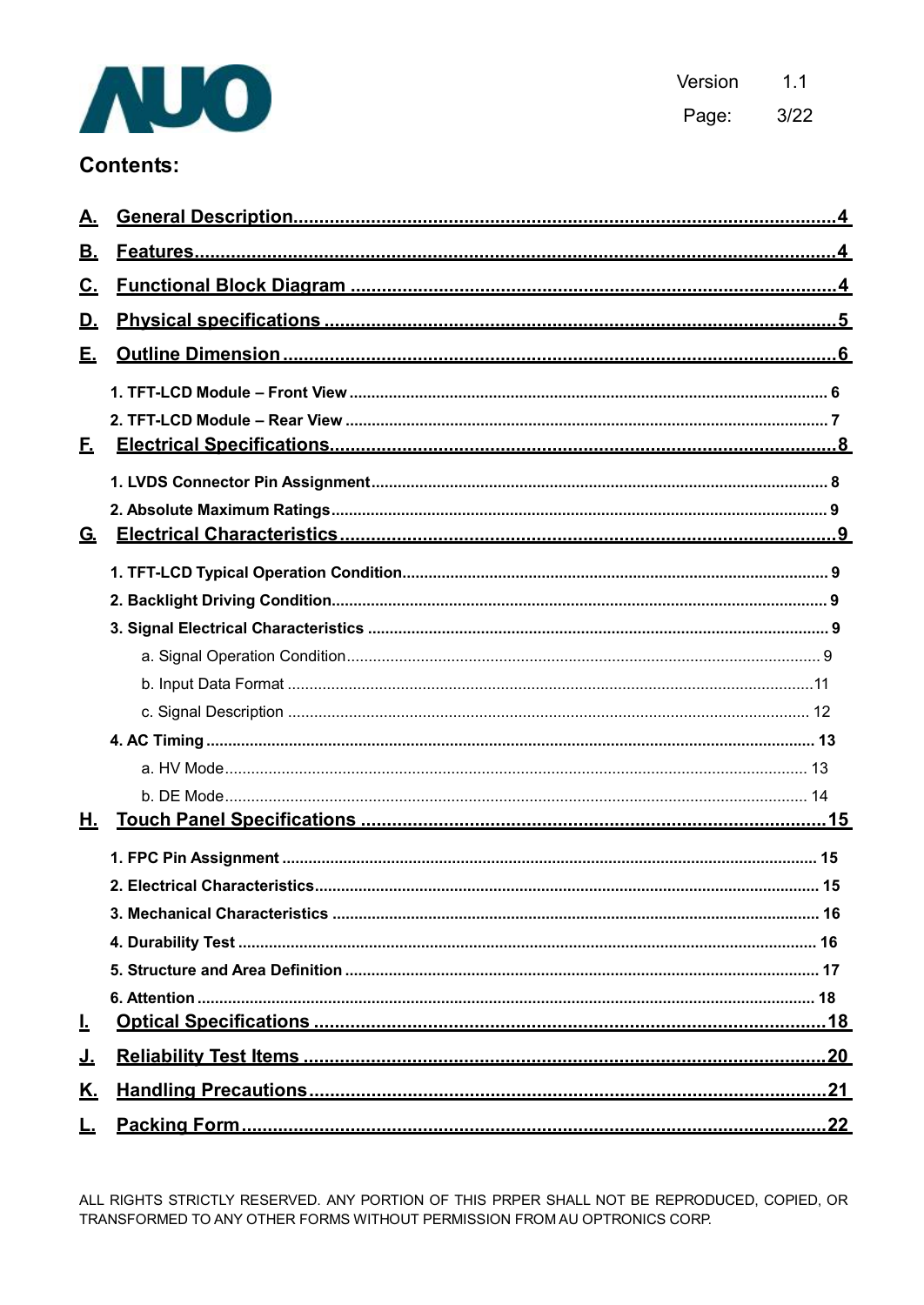## Contents:

| | | |
|---|---|---|
| **A.** | **General Description** | **4** |
| **B.** | **Features** | **4** |
| **C.** | **Functional Block Diagram** | **4** |
| **D.** | **Physical specifications** | **5** |
| **E.** | **Outline Dimension** | **6** |
| | 1. TFT-LCD Module – Front View | 6 |
| | 2. TFT-LCD Module – Rear View | 7 |
| **F.** | **Electrical Specifications** | **8** |
| | 1. LVDS Connector Pin Assignment | 8 |
| | 2. Absolute Maximum Ratings | 9 |
| **G.** | **Electrical Characteristics** | **9** |
| | 1. TFT-LCD Typical Operation Condition | 9 |
| | 2. Backlight Driving Condition | 9 |
| | 3. Signal Electrical Characteristics | 9 |
| | a. Signal Operation Condition | 9 |
| | b. Input Data Format | 11 |
| | c. Signal Description | 12 |
| | 4. AC Timing | 13 |
| | a. HV Mode | 13 |
| | b. DE Mode | 14 |
| **H.** | **Touch Panel Specifications** | **15** |
| | 1. FPC Pin Assignment | 15 |
| | 2. Electrical Characteristics | 15 |
| | 3. Mechanical Characteristics | 16 |
| | 4. Durability Test | 16 |
| | 5. Structure and Area Definition | 17 |
| | 6. Attention | 18 |
| **I.** | **Optical Specifications** | **18** |
| **J.** | **Reliability Test Items** | **20** |
| **K.** | **Handling Precautions** | **21** |
| **L.** | **Packing Form** | **22** |

ALL RIGHTS STRICTLY RESERVED. ANY PORTION OF THIS PRPER SHALL NOT BE REPRODUCED, COPIED, OR TRANSFORMED TO ANY OTHER FORMS WITHOUT PERMISSION FROM AU OPTRONICS CORP.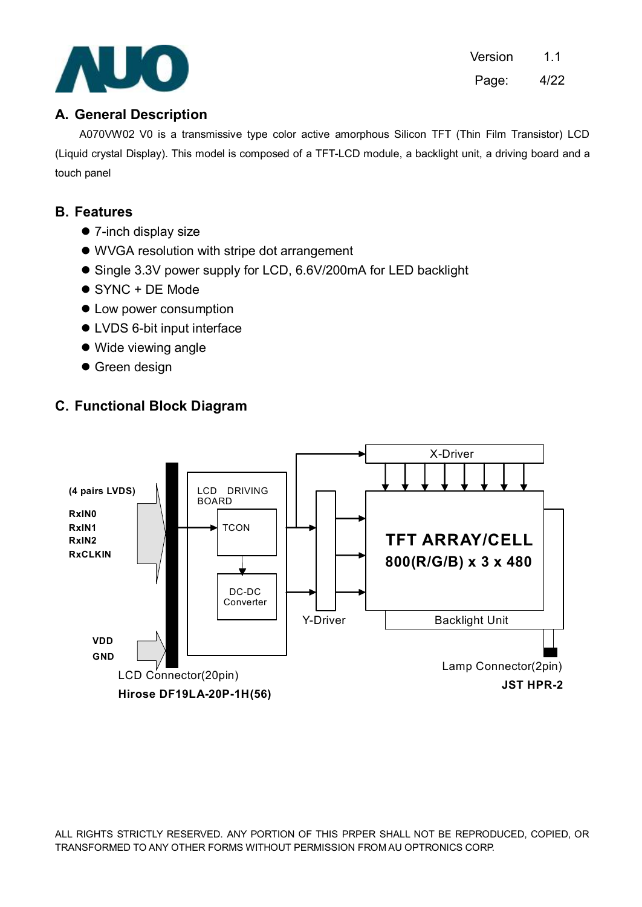## A. General Description

A070VW02 V0 is a transmissive type color active amorphous Silicon TFT (Thin Film Transistor) LCD (Liquid crystal Display). This model is composed of a TFT-LCD module, a backlight unit, a driving board and a touch panel

## B. Features

- 7-inch display size
- WVGA resolution with stripe dot arrangement
- Single 3.3V power supply for LCD, 6.6V/200mA for LED backlight
- SYNC + DE Mode
- Low power consumption
- LVDS 6-bit input interface
- Wide viewing angle
- Green design

## C. Functional Block Diagram

(4 pairs LVDS)
RxIN0
RxIN1
RxIN2
RxCLKIN

VDD
GND

LCD DRIVING BOARD

TCON

DC-DC Converter

X-Driver

Y-Driver

TFT ARRAY/CELL
800(R/G/B) x 3 x 480

Backlight Unit

LCD Connector(20pin)
**Hirose DF19LA-20P-1H(56)**

Lamp Connector(2pin)
**JST HPR-2**

ALL RIGHTS STRICTLY RESERVED. ANY PORTION OF THIS PRPER SHALL NOT BE REPRODUCED, COPIED, OR TRANSFORMED TO ANY OTHER FORMS WITHOUT PERMISSION FROM AU OPTRONICS CORP.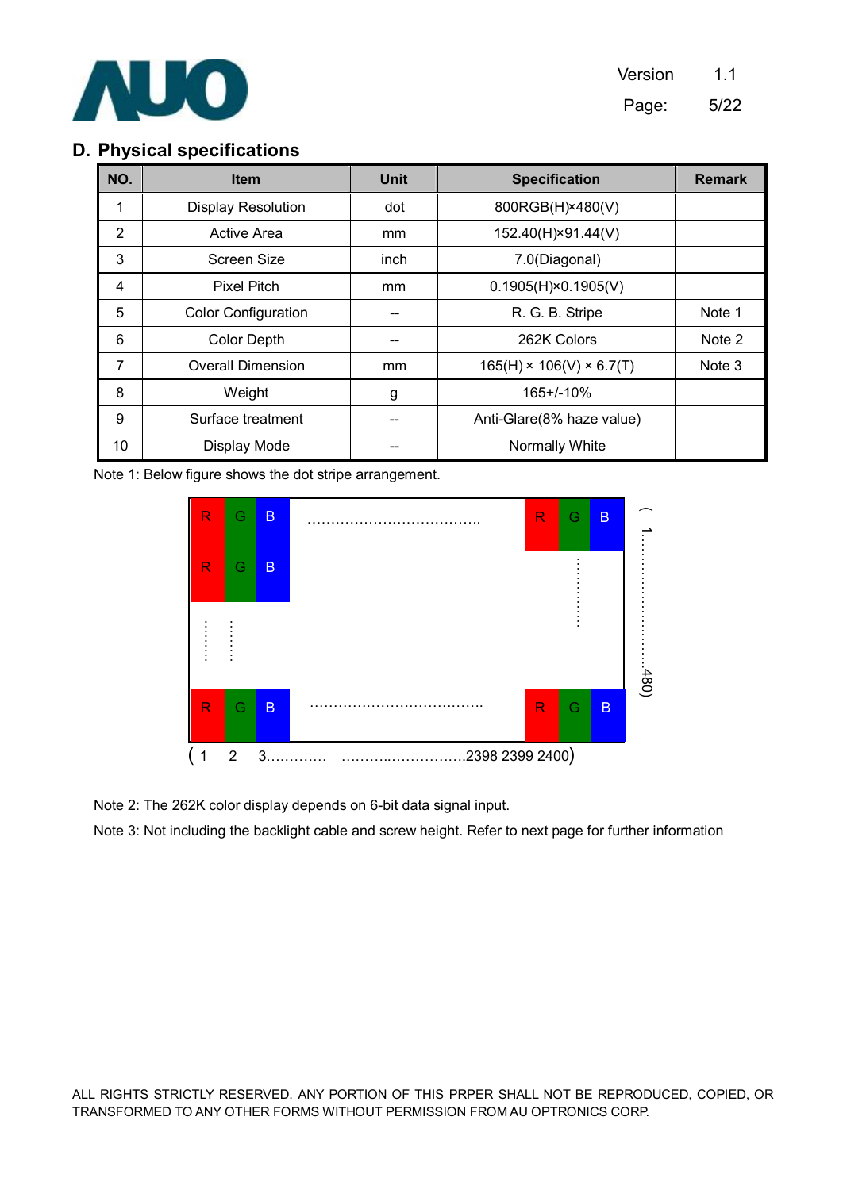## D. Physical specifications

| NO. | Item | Unit | Specification | Remark |
|---|---|---|---|---|
| 1 | Display Resolution | dot | 800RGB(H)×480(V) | |
| 2 | Active Area | mm | 152.40(H)×91.44(V) | |
| 3 | Screen Size | inch | 7.0(Diagonal) | |
| 4 | Pixel Pitch | mm | 0.1905(H)×0.1905(V) | |
| 5 | Color Configuration | -- | R. G. B. Stripe | Note 1 |
| 6 | Color Depth | -- | 262K Colors | Note 2 |
| 7 | Overall Dimension | mm | 165(H) × 106(V) × 6.7(T) | Note 3 |
| 8 | Weight | g | 165+/-10% | |
| 9 | Surface treatment | -- | Anti-Glare(8% haze value) | |
| 10 | Display Mode | -- | Normally White | |

Note 1: Below figure shows the dot stripe arrangement.

| R | G | B | ………………………… | R | G | B |
|---|---|---|---|---|---|---|
| R | G | B | | | ⋮ | |
| ⋮ | ⋮ | | | | | |
| R | G | B | ………………………… | R | G | B |

( 1 2 3………… ……………………2398 2399 2400)

( 1……………………480)

Note 2: The 262K color display depends on 6-bit data signal input.

Note 3: Not including the backlight cable and screw height. Refer to next page for further information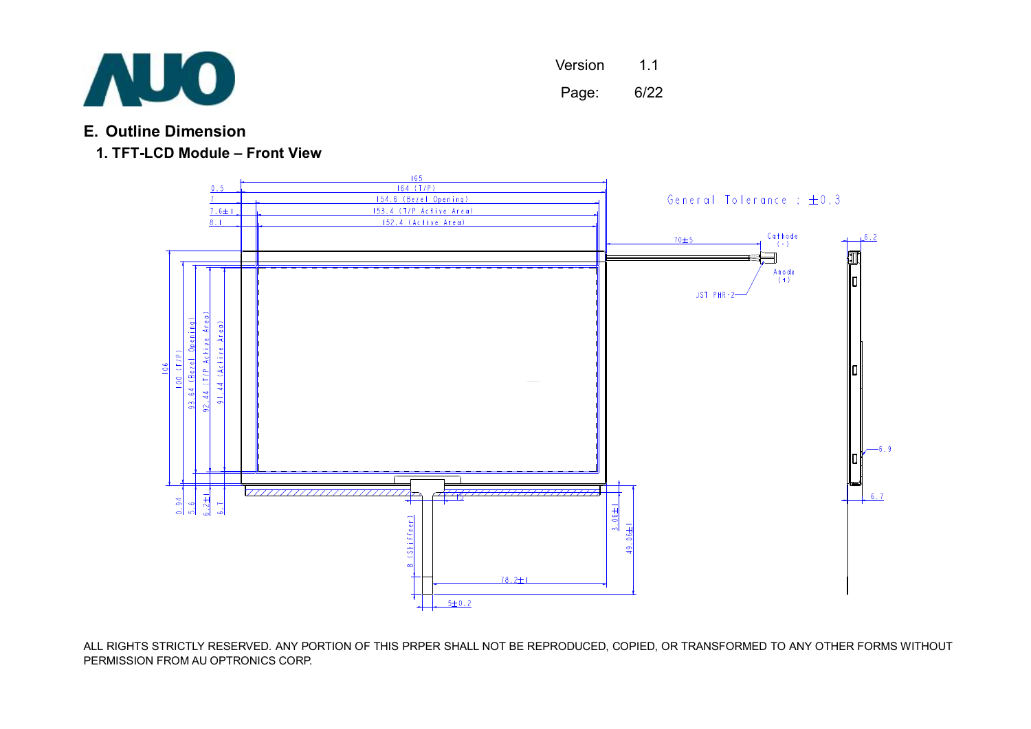# E. Outline Dimension

## 1. TFT-LCD Module – Front View

General Tolerance : ±0.3

ALL RIGHTS STRICTLY RESERVED. ANY PORTION OF THIS PRPER SHALL NOT BE REPRODUCED, COPIED, OR TRANSFORMED TO ANY OTHER FORMS WITHOUT PERMISSION FROM AU OPTRONICS CORP.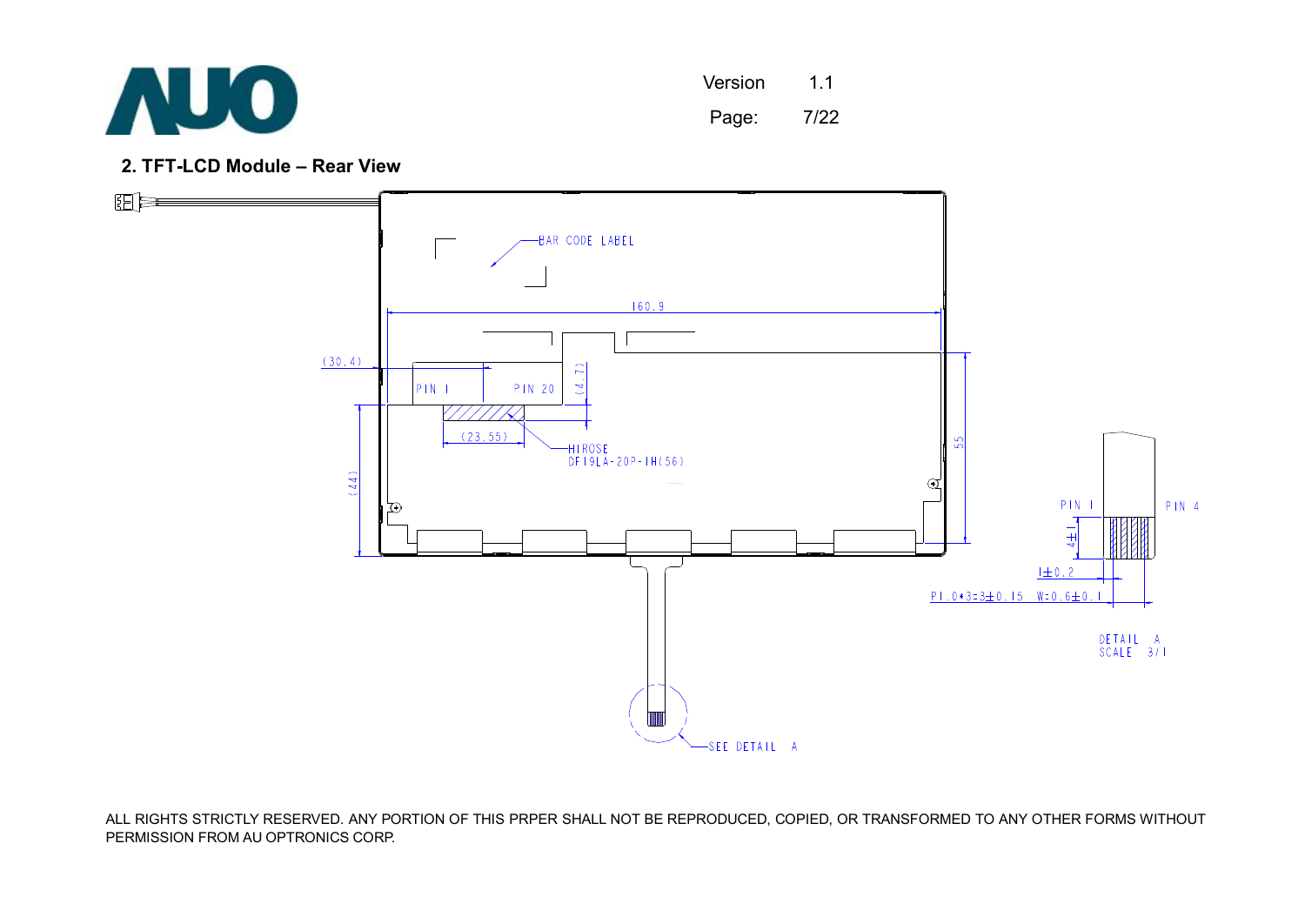## 2. TFT-LCD Module – Rear View

BAR CODE LABEL

160.9

(30.4)

PIN 1

PIN 20

(4.7)

(23.55)

HIROSE
DF19LA-20P-1H(56)

(44)

55

PIN 1

PIN 4

4±1

1±0.2

P1.0*3=3±0.15

W:0.6±0.1

DETAIL A
SCALE 3/1

SEE DETAIL A

ALL RIGHTS STRICTLY RESERVED. ANY PORTION OF THIS PRPER SHALL NOT BE REPRODUCED, COPIED, OR TRANSFORMED TO ANY OTHER FORMS WITHOUT PERMISSION FROM AU OPTRONICS CORP.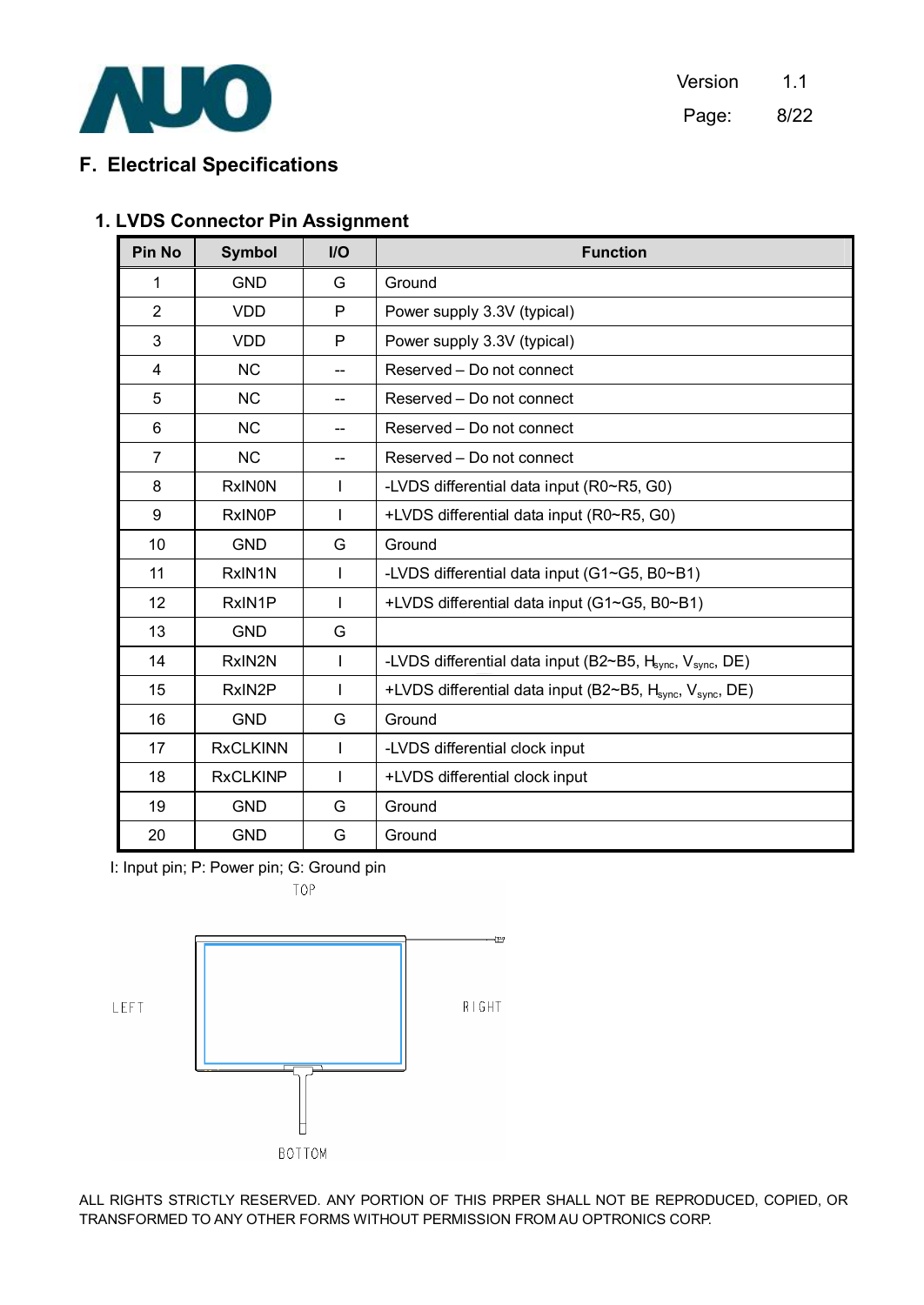## F. Electrical Specifications

### 1. LVDS Connector Pin Assignment

| Pin No | Symbol | I/O | Function |
|---|---|---|---|
| 1 | GND | G | Ground |
| 2 | VDD | P | Power supply 3.3V (typical) |
| 3 | VDD | P | Power supply 3.3V (typical) |
| 4 | NC | -- | Reserved – Do not connect |
| 5 | NC | -- | Reserved – Do not connect |
| 6 | NC | -- | Reserved – Do not connect |
| 7 | NC | -- | Reserved – Do not connect |
| 8 | RxIN0N | I | -LVDS differential data input (R0~R5, G0) |
| 9 | RxIN0P | I | +LVDS differential data input (R0~R5, G0) |
| 10 | GND | G | Ground |
| 11 | RxIN1N | I | -LVDS differential data input (G1~G5, B0~B1) |
| 12 | RxIN1P | I | +LVDS differential data input (G1~G5, B0~B1) |
| 13 | GND | G | |
| 14 | RxIN2N | I | -LVDS differential data input (B2~B5, $H_{sync}$, $V_{sync}$, DE) |
| 15 | RxIN2P | I | +LVDS differential data input (B2~B5, $H_{sync}$, $V_{sync}$, DE) |
| 16 | GND | G | Ground |
| 17 | RxCLKINN | I | -LVDS differential clock input |
| 18 | RxCLKINP | I | +LVDS differential clock input |
| 19 | GND | G | Ground |
| 20 | GND | G | Ground |

I: Input pin; P: Power pin; G: Ground pin

TOP

LEFT

RIGHT

BOTTOM

ALL RIGHTS STRICTLY RESERVED. ANY PORTION OF THIS PRPER SHALL NOT BE REPRODUCED, COPIED, OR TRANSFORMED TO ANY OTHER FORMS WITHOUT PERMISSION FROM AU OPTRONICS CORP.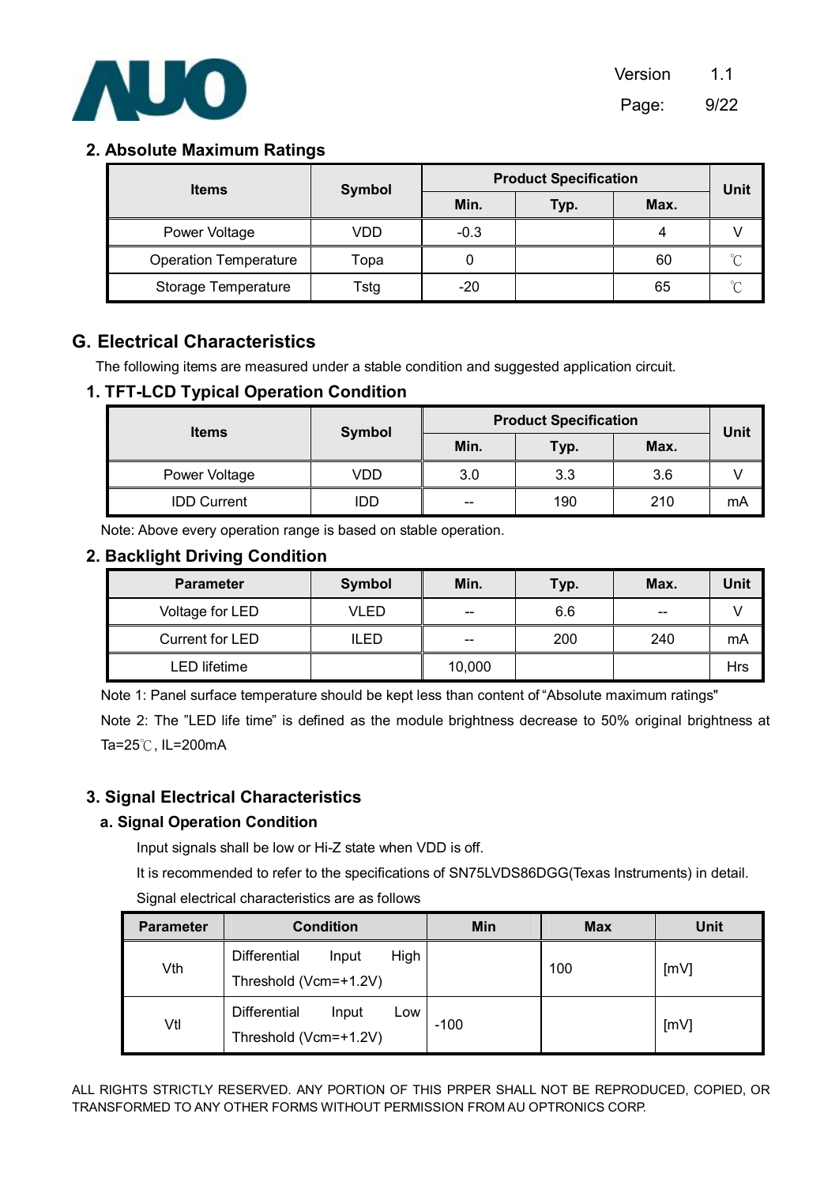## 2. Absolute Maximum Ratings

| Items | Symbol | Product Specification | | | Unit |
|---|---|---|---|---|---|
| | | Min. | Typ. | Max. | |
| Power Voltage | VDD | -0.3 | | 4 | V |
| Operation Temperature | Topa | 0 | | 60 | ℃ |
| Storage Temperature | Tstg | -20 | | 65 | ℃ |

# G. Electrical Characteristics

The following items are measured under a stable condition and suggested application circuit.

## 1. TFT-LCD Typical Operation Condition

| Items | Symbol | Product Specification | | | Unit |
|---|---|---|---|---|---|
| | | Min. | Typ. | Max. | |
| Power Voltage | VDD | 3.0 | 3.3 | 3.6 | V |
| IDD Current | IDD | -- | 190 | 210 | mA |

Note: Above every operation range is based on stable operation.

## 2. Backlight Driving Condition

| Parameter | Symbol | Min. | Typ. | Max. | Unit |
|---|---|---|---|---|---|
| Voltage for LED | VLED | -- | 6.6 | -- | V |
| Current for LED | ILED | -- | 200 | 240 | mA |
| LED lifetime | | 10,000 | | | Hrs |

Note 1: Panel surface temperature should be kept less than content of "Absolute maximum ratings"

Note 2: The "LED life time" is defined as the module brightness decrease to 50% original brightness at Ta=25℃, IL=200mA

## 3. Signal Electrical Characteristics

### a. Signal Operation Condition

Input signals shall be low or Hi-Z state when VDD is off.

It is recommended to refer to the specifications of SN75LVDS86DGG(Texas Instruments) in detail.

Signal electrical characteristics are as follows

| Parameter | Condition | Min | Max | Unit |
|---|---|---|---|---|
| Vth | Differential Input High Threshold (Vcm=+1.2V) | | 100 | [mV] |
| Vtl | Differential Input Low Threshold (Vcm=+1.2V) | -100 | | [mV] |

ALL RIGHTS STRICTLY RESERVED. ANY PORTION OF THIS PRPER SHALL NOT BE REPRODUCED, COPIED, OR TRANSFORMED TO ANY OTHER FORMS WITHOUT PERMISSION FROM AU OPTRONICS CORP.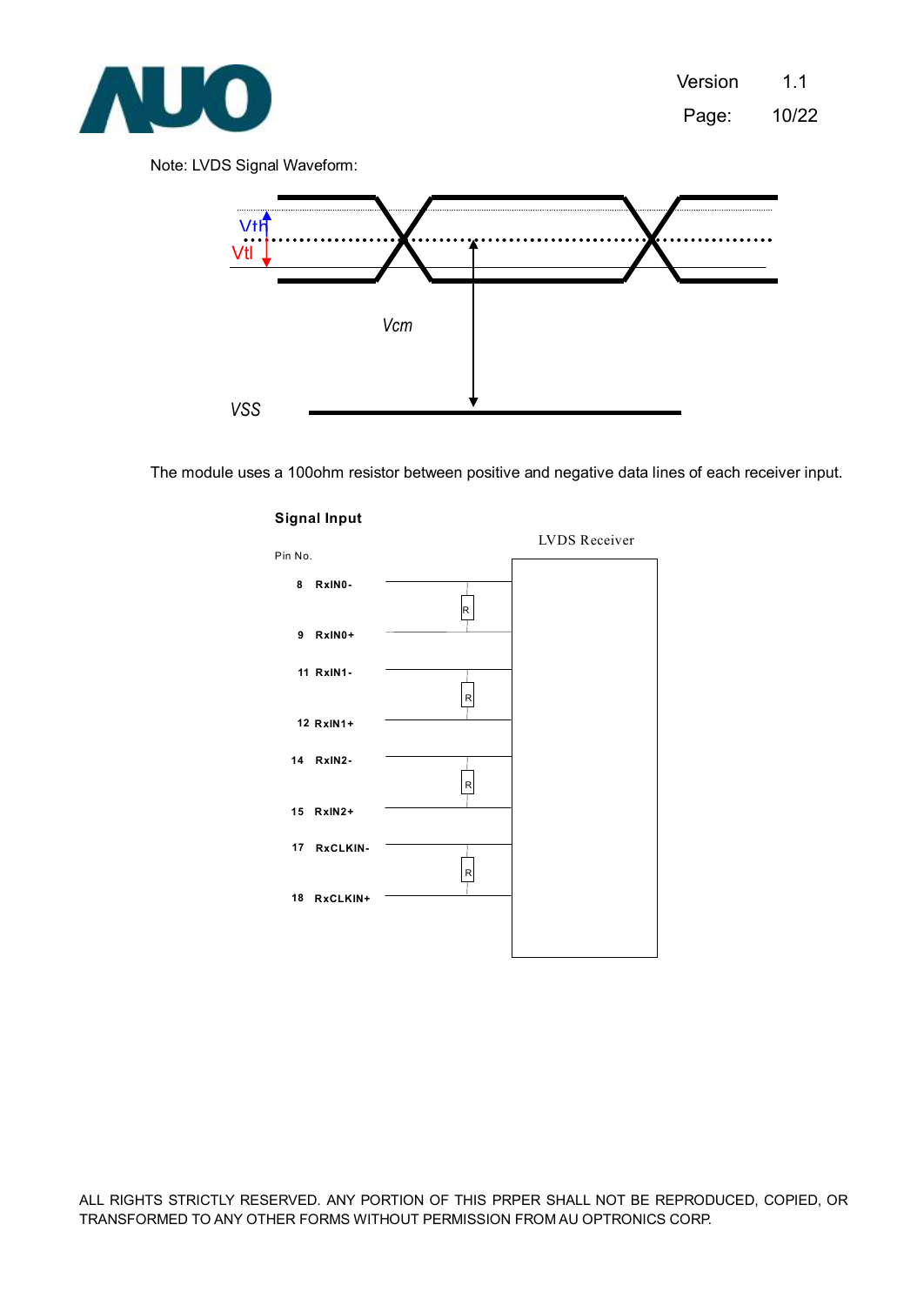Note: LVDS Signal Waveform:

Vth

Vtl

Vcm

VSS

The module uses a 100ohm resistor between positive and negative data lines of each receiver input.

**Signal Input**

LVDS Receiver

Pin No.

8 RxIN0-

R

9 RxIN0+

11 RxIN1-

R

12 RxIN1+

14 RxIN2-

R

15 RxIN2+

17 RxCLKIN-

R

18 RxCLKIN+

ALL RIGHTS STRICTLY RESERVED. ANY PORTION OF THIS PRPER SHALL NOT BE REPRODUCED, COPIED, OR TRANSFORMED TO ANY OTHER FORMS WITHOUT PERMISSION FROM AU OPTRONICS CORP.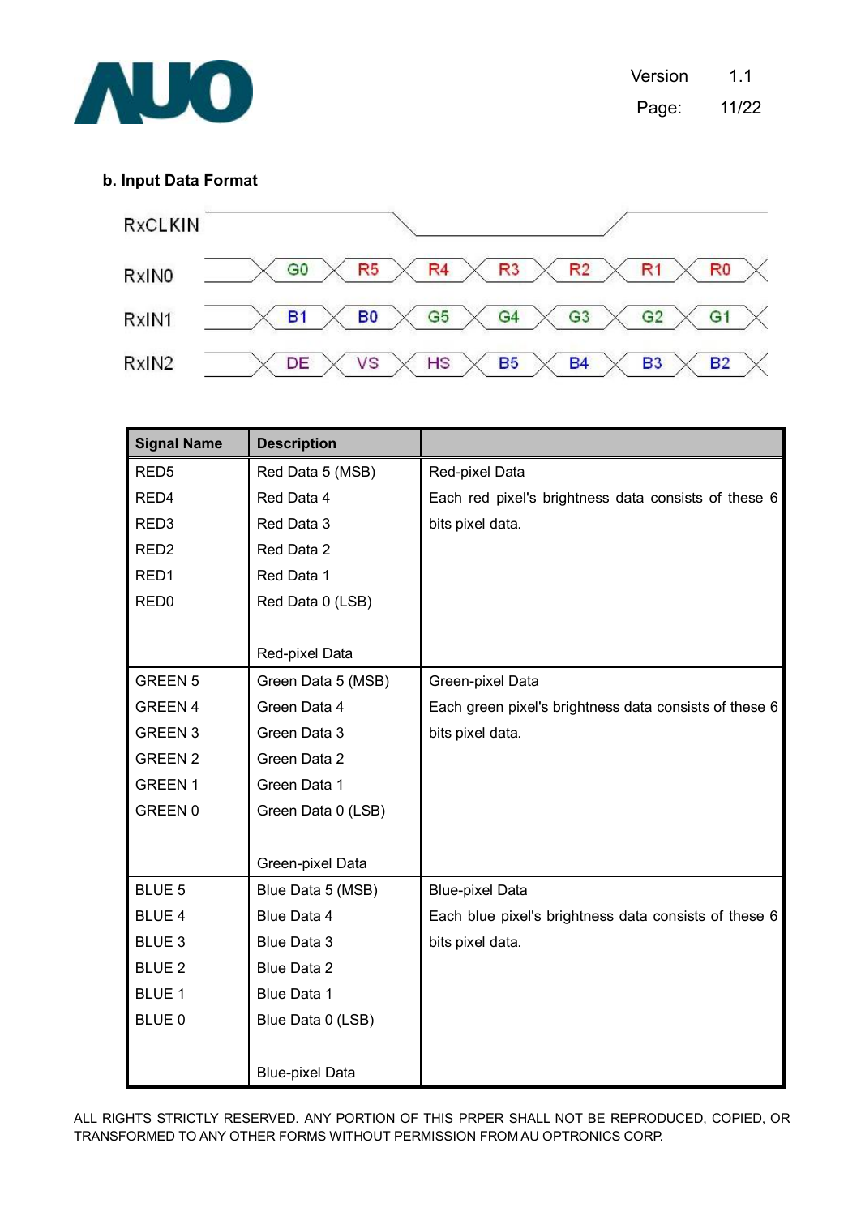### b. Input Data Format

| Signal | | | | | | | |
|---|---|---|---|---|---|---|---|
| RxCLKIN | | | | | | | |
| RxIN0 | G0 | R5 | R4 | R3 | R2 | R1 | R0 |
| RxIN1 | B1 | B0 | G5 | G4 | G3 | G2 | G1 |
| RxIN2 | DE | VS | HS | B5 | B4 | B3 | B2 |

| Signal Name | Description | |
|---|---|---|
| RED5<br>RED4<br>RED3<br>RED2<br>RED1<br>RED0 | Red Data 5 (MSB)<br>Red Data 4<br>Red Data 3<br>Red Data 2<br>Red Data 1<br>Red Data 0 (LSB)<br><br>Red-pixel Data | Red-pixel Data<br>Each red pixel's brightness data consists of these 6 bits pixel data. |
| GREEN 5<br>GREEN 4<br>GREEN 3<br>GREEN 2<br>GREEN 1<br>GREEN 0 | Green Data 5 (MSB)<br>Green Data 4<br>Green Data 3<br>Green Data 2<br>Green Data 1<br>Green Data 0 (LSB)<br><br>Green-pixel Data | Green-pixel Data<br>Each green pixel's brightness data consists of these 6 bits pixel data. |
| BLUE 5<br>BLUE 4<br>BLUE 3<br>BLUE 2<br>BLUE 1<br>BLUE 0 | Blue Data 5 (MSB)<br>Blue Data 4<br>Blue Data 3<br>Blue Data 2<br>Blue Data 1<br>Blue Data 0 (LSB)<br><br>Blue-pixel Data | Blue-pixel Data<br>Each blue pixel's brightness data consists of these 6 bits pixel data. |

ALL RIGHTS STRICTLY RESERVED. ANY PORTION OF THIS PRPER SHALL NOT BE REPRODUCED, COPIED, OR TRANSFORMED TO ANY OTHER FORMS WITHOUT PERMISSION FROM AU OPTRONICS CORP.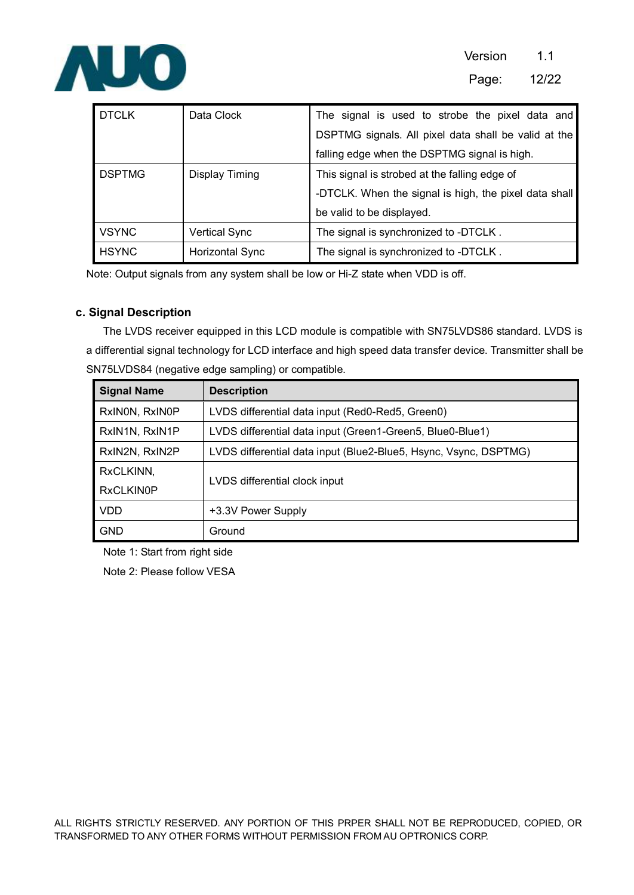| DTCLK | Data Clock | The signal is used to strobe the pixel data and DSPTMG signals. All pixel data shall be valid at the falling edge when the DSPTMG signal is high. |
|---|---|---|
| DSPTMG | Display Timing | This signal is strobed at the falling edge of -DTCLK. When the signal is high, the pixel data shall be valid to be displayed. |
| VSYNC | Vertical Sync | The signal is synchronized to -DTCLK . |
| HSYNC | Horizontal Sync | The signal is synchronized to -DTCLK . |

Note: Output signals from any system shall be low or Hi-Z state when VDD is off.

### c. Signal Description

The LVDS receiver equipped in this LCD module is compatible with SN75LVDS86 standard. LVDS is a differential signal technology for LCD interface and high speed data transfer device. Transmitter shall be SN75LVDS84 (negative edge sampling) or compatible.

| Signal Name | Description |
|---|---|
| RxIN0N, RxIN0P | LVDS differential data input (Red0-Red5, Green0) |
| RxIN1N, RxIN1P | LVDS differential data input (Green1-Green5, Blue0-Blue1) |
| RxIN2N, RxIN2P | LVDS differential data input (Blue2-Blue5, Hsync, Vsync, DSPTMG) |
| RxCLKINN, RxCLKIN0P | LVDS differential clock input |
| VDD | +3.3V Power Supply |
| GND | Ground |

Note 1: Start from right side

Note 2: Please follow VESA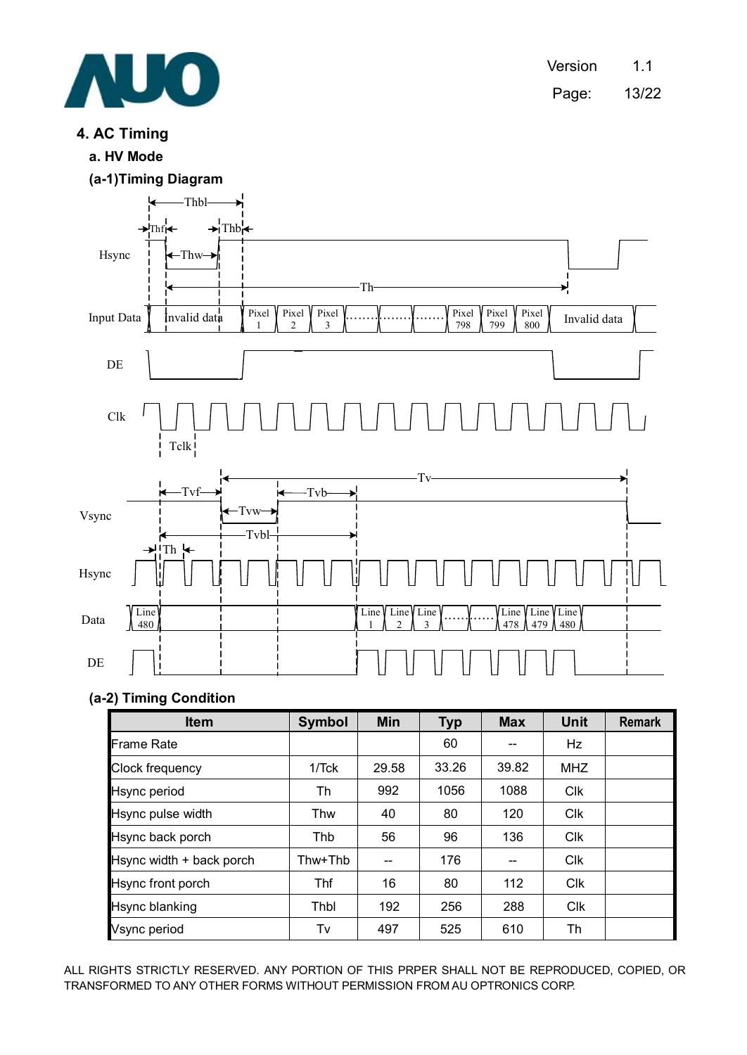## 4. AC Timing

### a. HV Mode

### (a-1)Timing Diagram

### (a-2) Timing Condition

| Item | Symbol | Min | Typ | Max | Unit | Remark |
|---|---|---|---|---|---|---|
| Frame Rate | | | 60 | -- | Hz | |
| Clock frequency | 1/Tck | 29.58 | 33.26 | 39.82 | MHZ | |
| Hsync period | Th | 992 | 1056 | 1088 | Clk | |
| Hsync pulse width | Thw | 40 | 80 | 120 | Clk | |
| Hsync back porch | Thb | 56 | 96 | 136 | Clk | |
| Hsync width + back porch | Thw+Thb | -- | 176 | -- | Clk | |
| Hsync front porch | Thf | 16 | 80 | 112 | Clk | |
| Hsync blanking | Thbl | 192 | 256 | 288 | Clk | |
| Vsync period | Tv | 497 | 525 | 610 | Th | |

ALL RIGHTS STRICTLY RESERVED. ANY PORTION OF THIS PRPER SHALL NOT BE REPRODUCED, COPIED, OR TRANSFORMED TO ANY OTHER FORMS WITHOUT PERMISSION FROM AU OPTRONICS CORP.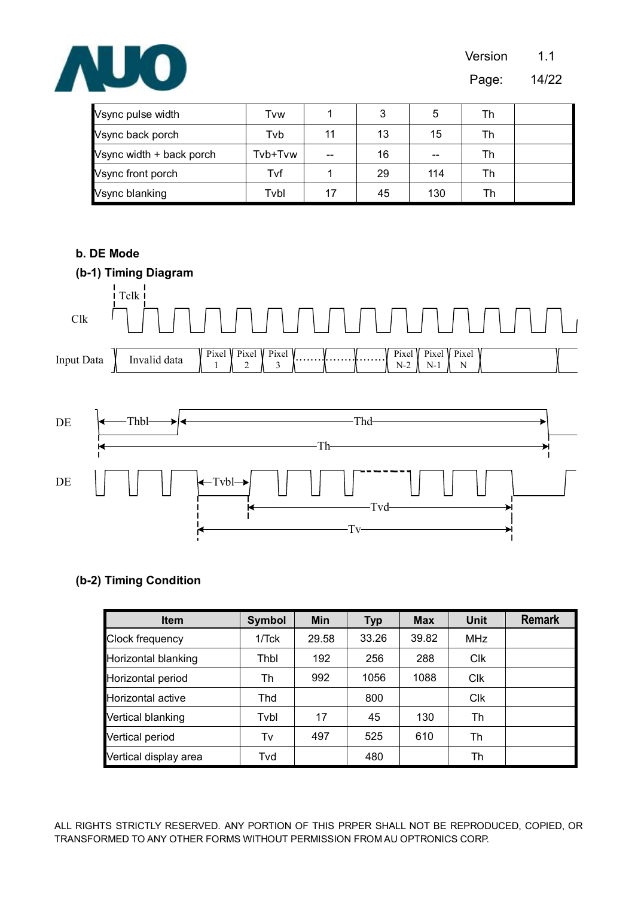| Vsync pulse width | Tvw | 1 | 3 | 5 | Th | |
|---|---|---|---|---|---|---|
| Vsync back porch | Tvb | 11 | 13 | 15 | Th | |
| Vsync width + back porch | Tvb+Tvw | -- | 16 | -- | Th | |
| Vsync front porch | Tvf | 1 | 29 | 114 | Th | |
| Vsync blanking | Tvbl | 17 | 45 | 130 | Th | |

**b. DE Mode**

**(b-1) Timing Diagram**

Tclk

Clk

Input Data | Invalid data | Pixel 1 | Pixel 2 | Pixel 3 | ...... | Pixel N-2 | Pixel N-1 | Pixel N

DE — Thbl — Thd — Th

DE — Tvbl — Tvd — Tv

**(b-2) Timing Condition**

| Item | Symbol | Min | Typ | Max | Unit | Remark |
|---|---|---|---|---|---|---|
| Clock frequency | 1/Tck | 29.58 | 33.26 | 39.82 | MHz | |
| Horizontal blanking | Thbl | 192 | 256 | 288 | Clk | |
| Horizontal period | Th | 992 | 1056 | 1088 | Clk | |
| Horizontal active | Thd | | 800 | | Clk | |
| Vertical blanking | Tvbl | 17 | 45 | 130 | Th | |
| Vertical period | Tv | 497 | 525 | 610 | Th | |
| Vertical display area | Tvd | | 480 | | Th | |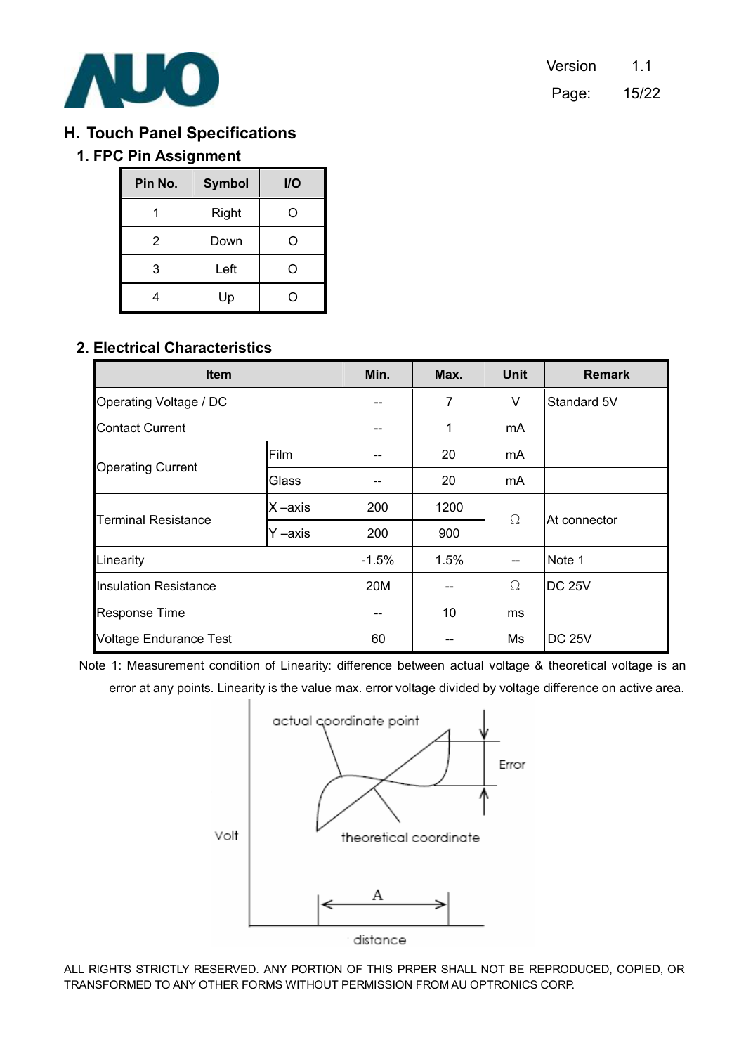## H. Touch Panel Specifications

### 1. FPC Pin Assignment

| Pin No. | Symbol | I/O |
|---|---|---|
| 1 | Right | O |
| 2 | Down | O |
| 3 | Left | O |
| 4 | Up | O |

### 2. Electrical Characteristics

| Item | | Min. | Max. | Unit | Remark |
|---|---|---|---|---|---|
| Operating Voltage / DC | | -- | 7 | V | Standard 5V |
| Contact Current | | -- | 1 | mA | |
| Operating Current | Film | -- | 20 | mA | |
| | Glass | -- | 20 | mA | |
| Terminal Resistance | X –axis | 200 | 1200 | Ω | At connector |
| | Y –axis | 200 | 900 | | |
| Linearity | | -1.5% | 1.5% | -- | Note 1 |
| Insulation Resistance | | 20M | -- | Ω | DC 25V |
| Response Time | | -- | 10 | ms | |
| Voltage Endurance Test | | 60 | -- | Ms | DC 25V |

Note 1: Measurement condition of Linearity: difference between actual voltage & theoretical voltage is an error at any points. Linearity is the value max. error voltage divided by voltage difference on active area.

actual coordinate point

Error

Volt

theoretical coordinate

A

distance

ALL RIGHTS STRICTLY RESERVED. ANY PORTION OF THIS PRPER SHALL NOT BE REPRODUCED, COPIED, OR TRANSFORMED TO ANY OTHER FORMS WITHOUT PERMISSION FROM AU OPTRONICS CORP.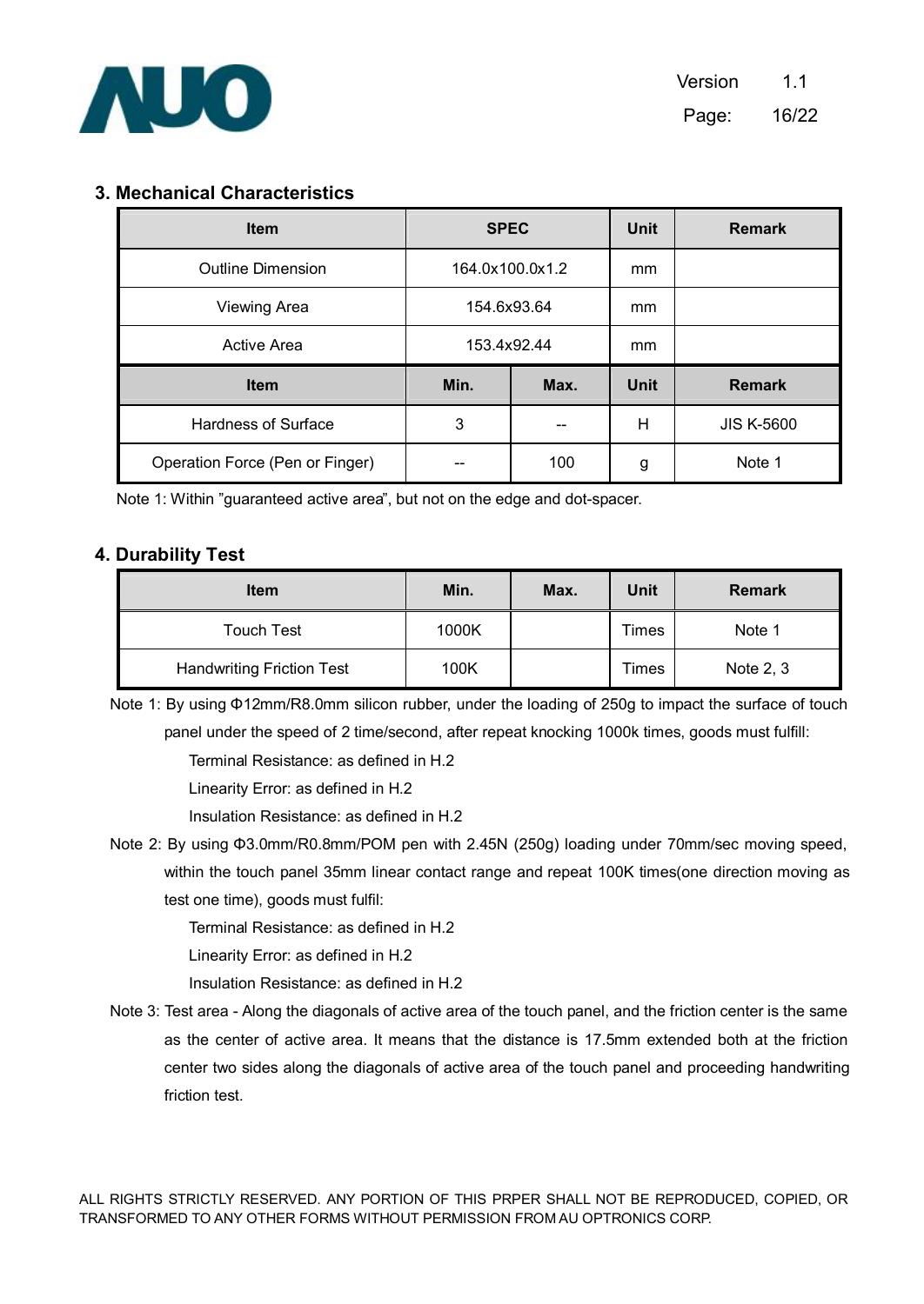## 3. Mechanical Characteristics

| Item | SPEC | | Unit | Remark |
|---|---|---|---|---|
| Outline Dimension | 164.0x100.0x1.2 | | mm | |
| Viewing Area | 154.6x93.64 | | mm | |
| Active Area | 153.4x92.44 | | mm | |
| **Item** | **Min.** | **Max.** | **Unit** | **Remark** |
| Hardness of Surface | 3 | -- | H | JIS K-5600 |
| Operation Force (Pen or Finger) | -- | 100 | g | Note 1 |

Note 1: Within "guaranteed active area", but not on the edge and dot-spacer.

## 4. Durability Test

| Item | Min. | Max. | Unit | Remark |
|---|---|---|---|---|
| Touch Test | 1000K | | Times | Note 1 |
| Handwriting Friction Test | 100K | | Times | Note 2, 3 |

Note 1: By using Φ12mm/R8.0mm silicon rubber, under the loading of 250g to impact the surface of touch panel under the speed of 2 time/second, after repeat knocking 1000k times, goods must fulfill:

Terminal Resistance: as defined in H.2

Linearity Error: as defined in H.2

Insulation Resistance: as defined in H.2

Note 2: By using Φ3.0mm/R0.8mm/POM pen with 2.45N (250g) loading under 70mm/sec moving speed, within the touch panel 35mm linear contact range and repeat 100K times(one direction moving as test one time), goods must fulfil:

Terminal Resistance: as defined in H.2

Linearity Error: as defined in H.2

Insulation Resistance: as defined in H.2

Note 3: Test area - Along the diagonals of active area of the touch panel, and the friction center is the same as the center of active area. It means that the distance is 17.5mm extended both at the friction center two sides along the diagonals of active area of the touch panel and proceeding handwriting friction test.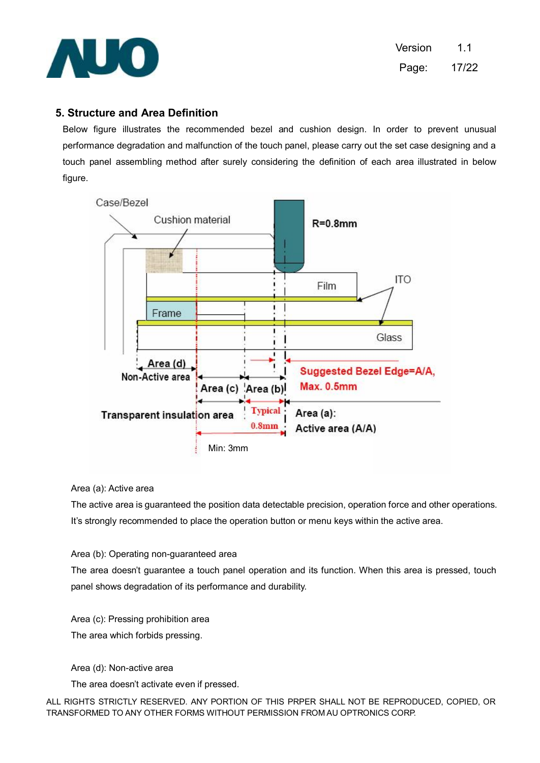## 5. Structure and Area Definition

Below figure illustrates the recommended bezel and cushion design. In order to prevent unusual performance degradation and malfunction of the touch panel, please carry out the set case designing and a touch panel assembling method after surely considering the definition of each area illustrated in below figure.

Case/Bezel

Cushion material

R=0.8mm

Film

ITO

Frame

Glass

Area (d)

Non-Active area

Suggested Bezel Edge=A/A, Max. 0.5mm

Area (c) Area (b)

Transparent insulation area

Typical 0.8mm

Area (a): Active area (A/A)

Min: 3mm

Area (a): Active area

The active area is guaranteed the position data detectable precision, operation force and other operations. It's strongly recommended to place the operation button or menu keys within the active area.

Area (b): Operating non-guaranteed area

The area doesn't guarantee a touch panel operation and its function. When this area is pressed, touch panel shows degradation of its performance and durability.

Area (c): Pressing prohibition area

The area which forbids pressing.

Area (d): Non-active area

The area doesn't activate even if pressed.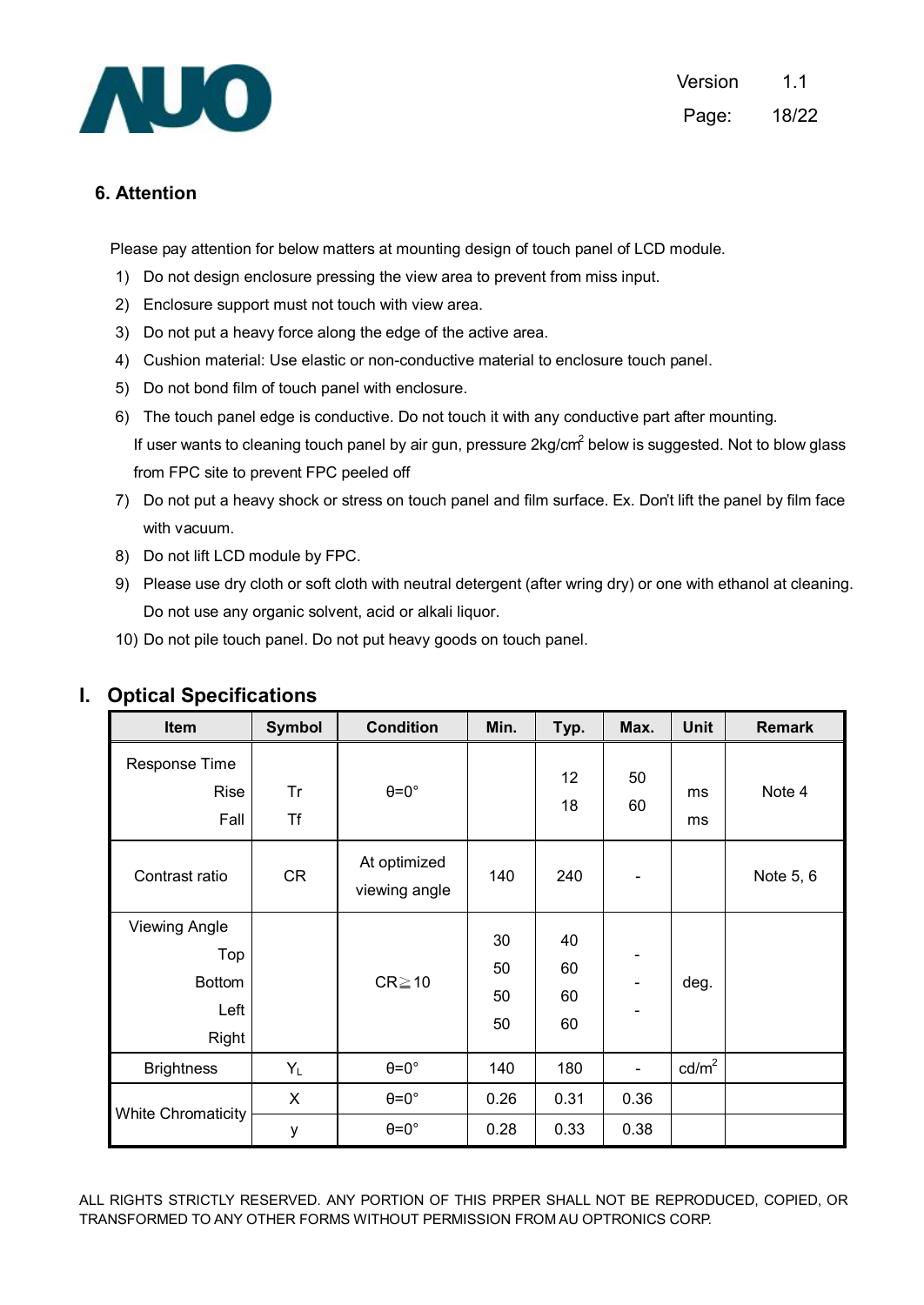## 6. Attention

Please pay attention for below matters at mounting design of touch panel of LCD module.

1) Do not design enclosure pressing the view area to prevent from miss input.
2) Enclosure support must not touch with view area.
3) Do not put a heavy force along the edge of the active area.
4) Cushion material: Use elastic or non-conductive material to enclosure touch panel.
5) Do not bond film of touch panel with enclosure.
6) The touch panel edge is conductive. Do not touch it with any conductive part after mounting.
   If user wants to cleaning touch panel by air gun, pressure 2kg/cm$^2$ below is suggested. Not to blow glass from FPC site to prevent FPC peeled off
7) Do not put a heavy shock or stress on touch panel and film surface. Ex. Don't lift the panel by film face with vacuum.
8) Do not lift LCD module by FPC.
9) Please use dry cloth or soft cloth with neutral detergent (after wring dry) or one with ethanol at cleaning. Do not use any organic solvent, acid or alkali liquor.
10) Do not pile touch panel. Do not put heavy goods on touch panel.

## I. Optical Specifications

| Item | Symbol | Condition | Min. | Typ. | Max. | Unit | Remark |
|---|---|---|---|---|---|---|---|
| Response Time | | | | | | | |
| Rise | Tr | θ=0° | | 12 | 50 | ms | Note 4 |
| Fall | Tf | | | 18 | 60 | ms | |
| Contrast ratio | CR | At optimized viewing angle | 140 | 240 | - | | Note 5, 6 |
| Viewing Angle | | | | | | | |
| Top | | CR≧10 | 30 | 40 | - | deg. | |
| Bottom | | | 50 | 60 | - | | |
| Left | | | 50 | 60 | - | | |
| Right | | | 50 | 60 | | | |
| Brightness | $Y_L$ | θ=0° | 140 | 180 | - | cd/m$^2$ | |
| White Chromaticity | X | θ=0° | 0.26 | 0.31 | 0.36 | | |
| | y | θ=0° | 0.28 | 0.33 | 0.38 | | |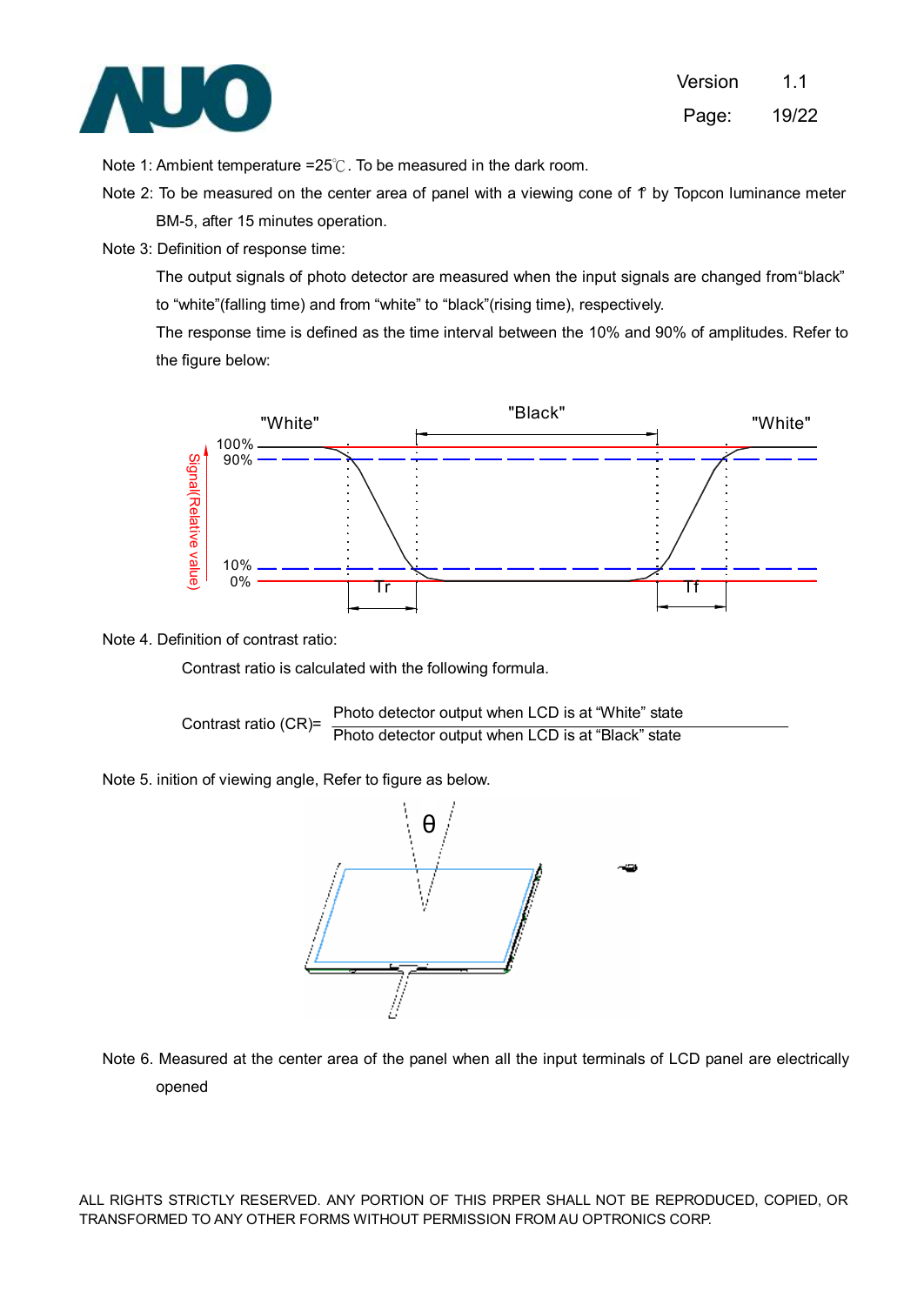Note 1: Ambient temperature =25℃. To be measured in the dark room.

Note 2: To be measured on the center area of panel with a viewing cone of 1° by Topcon luminance meter BM-5, after 15 minutes operation.

Note 3: Definition of response time:

The output signals of photo detector are measured when the input signals are changed from "black" to "white" (falling time) and from "white" to "black" (rising time), respectively.

The response time is defined as the time interval between the 10% and 90% of amplitudes. Refer to the figure below:

Note 4. Definition of contrast ratio:

Contrast ratio is calculated with the following formula.

$$\text{Contrast ratio (CR)} = \frac{\text{Photo detector output when LCD is at "White" state}}{\text{Photo detector output when LCD is at "Black" state}}$$

Note 5. inition of viewing angle, Refer to figure as below.

Note 6. Measured at the center area of the panel when all the input terminals of LCD panel are electrically opened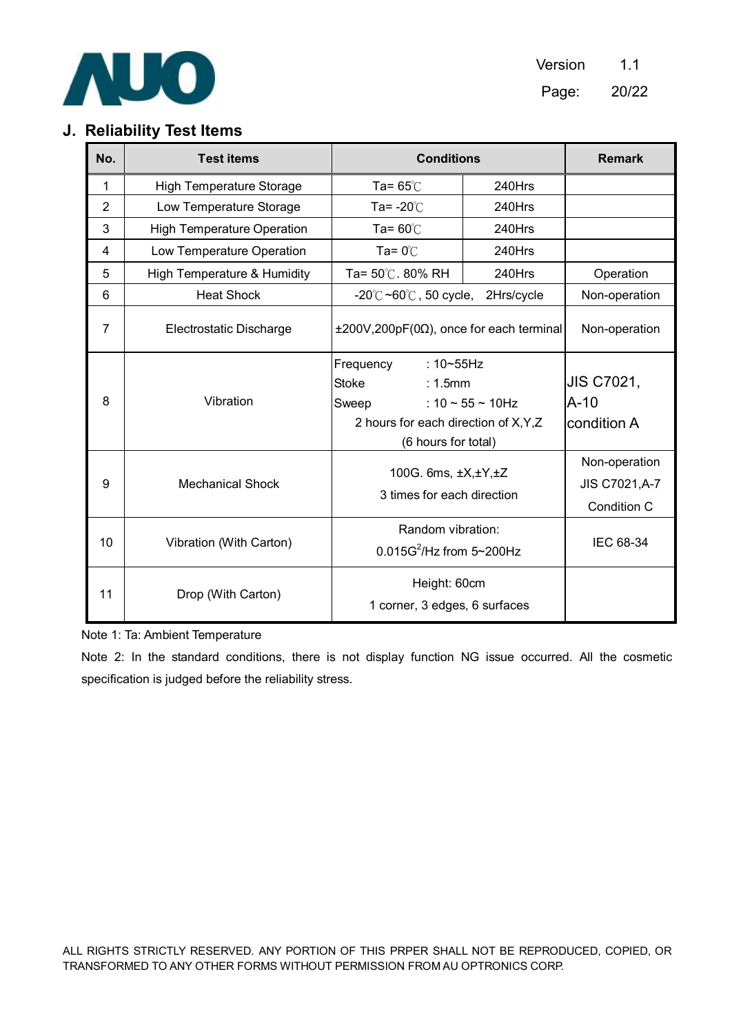## J. Reliability Test Items

| No. | Test items | Conditions | | Remark |
|---|---|---|---|---|
| 1 | High Temperature Storage | Ta= 65℃ | 240Hrs | |
| 2 | Low Temperature Storage | Ta= -20℃ | 240Hrs | |
| 3 | High Temperature Operation | Ta= 60℃ | 240Hrs | |
| 4 | Low Temperature Operation | Ta= 0℃ | 240Hrs | |
| 5 | High Temperature & Humidity | Ta= 50℃. 80% RH | 240Hrs | Operation |
| 6 | Heat Shock | -20℃~60℃, 50 cycle, 2Hrs/cycle | | Non-operation |
| 7 | Electrostatic Discharge | ±200V,200pF(0Ω), once for each terminal | | Non-operation |
| 8 | Vibration | Frequency : 10~55Hz<br>Stoke : 1.5mm<br>Sweep : 10 ~ 55 ~ 10Hz<br>2 hours for each direction of X,Y,Z<br>(6 hours for total) | | JIS C7021, A-10 condition A |
| 9 | Mechanical Shock | 100G. 6ms, ±X,±Y,±Z<br>3 times for each direction | | Non-operation<br>JIS C7021,A-7<br>Condition C |
| 10 | Vibration (With Carton) | Random vibration:<br>0.015G$^2$/Hz from 5~200Hz | | IEC 68-34 |
| 11 | Drop (With Carton) | Height: 60cm<br>1 corner, 3 edges, 6 surfaces | | |

Note 1: Ta: Ambient Temperature

Note 2: In the standard conditions, there is not display function NG issue occurred. All the cosmetic specification is judged before the reliability stress.

ALL RIGHTS STRICTLY RESERVED. ANY PORTION OF THIS PRPER SHALL NOT BE REPRODUCED, COPIED, OR TRANSFORMED TO ANY OTHER FORMS WITHOUT PERMISSION FROM AU OPTRONICS CORP.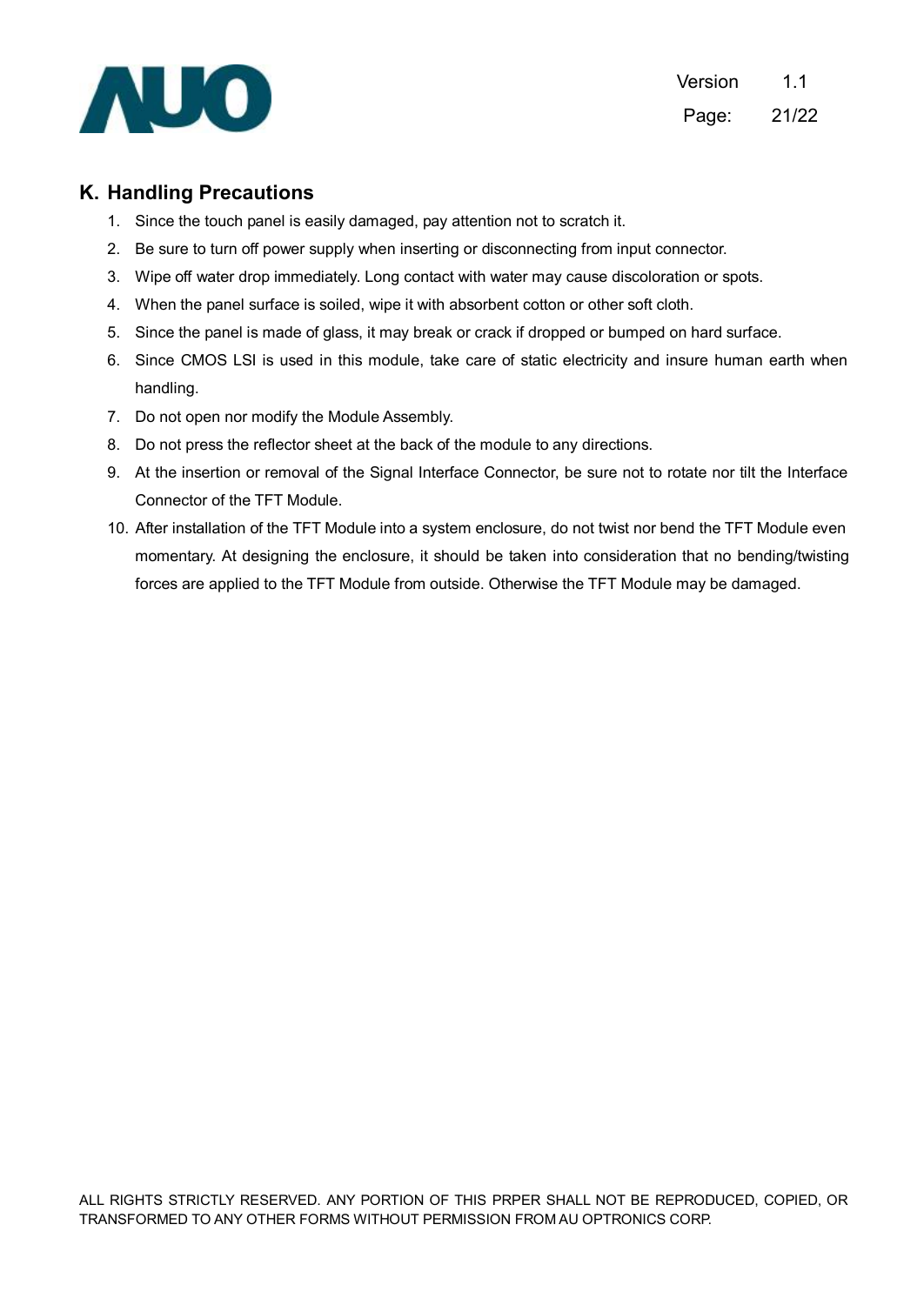## K. Handling Precautions

1. Since the touch panel is easily damaged, pay attention not to scratch it.
2. Be sure to turn off power supply when inserting or disconnecting from input connector.
3. Wipe off water drop immediately. Long contact with water may cause discoloration or spots.
4. When the panel surface is soiled, wipe it with absorbent cotton or other soft cloth.
5. Since the panel is made of glass, it may break or crack if dropped or bumped on hard surface.
6. Since CMOS LSI is used in this module, take care of static electricity and insure human earth when handling.
7. Do not open nor modify the Module Assembly.
8. Do not press the reflector sheet at the back of the module to any directions.
9. At the insertion or removal of the Signal Interface Connector, be sure not to rotate nor tilt the Interface Connector of the TFT Module.
10. After installation of the TFT Module into a system enclosure, do not twist nor bend the TFT Module even momentary. At designing the enclosure, it should be taken into consideration that no bending/twisting forces are applied to the TFT Module from outside. Otherwise the TFT Module may be damaged.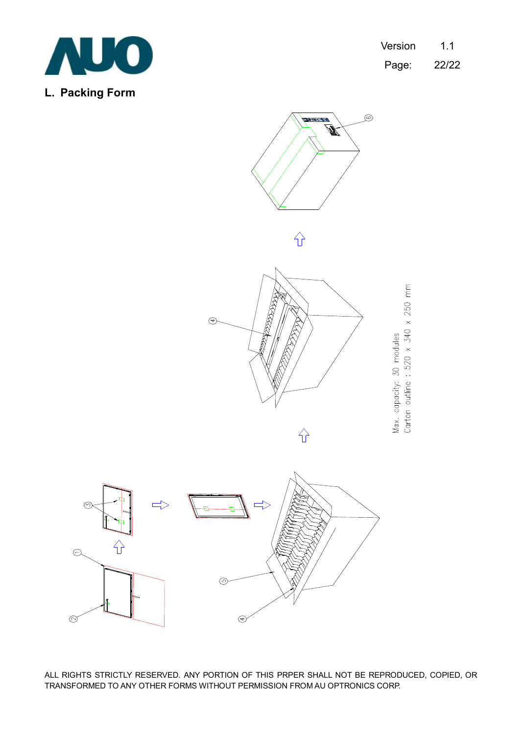## L. Packing Form

Max. capacity: 30 modules
Carton outline : 520 x 340 x 250 mm

ALL RIGHTS STRICTLY RESERVED. ANY PORTION OF THIS PRPER SHALL NOT BE REPRODUCED, COPIED, OR TRANSFORMED TO ANY OTHER FORMS WITHOUT PERMISSION FROM AU OPTRONICS CORP.